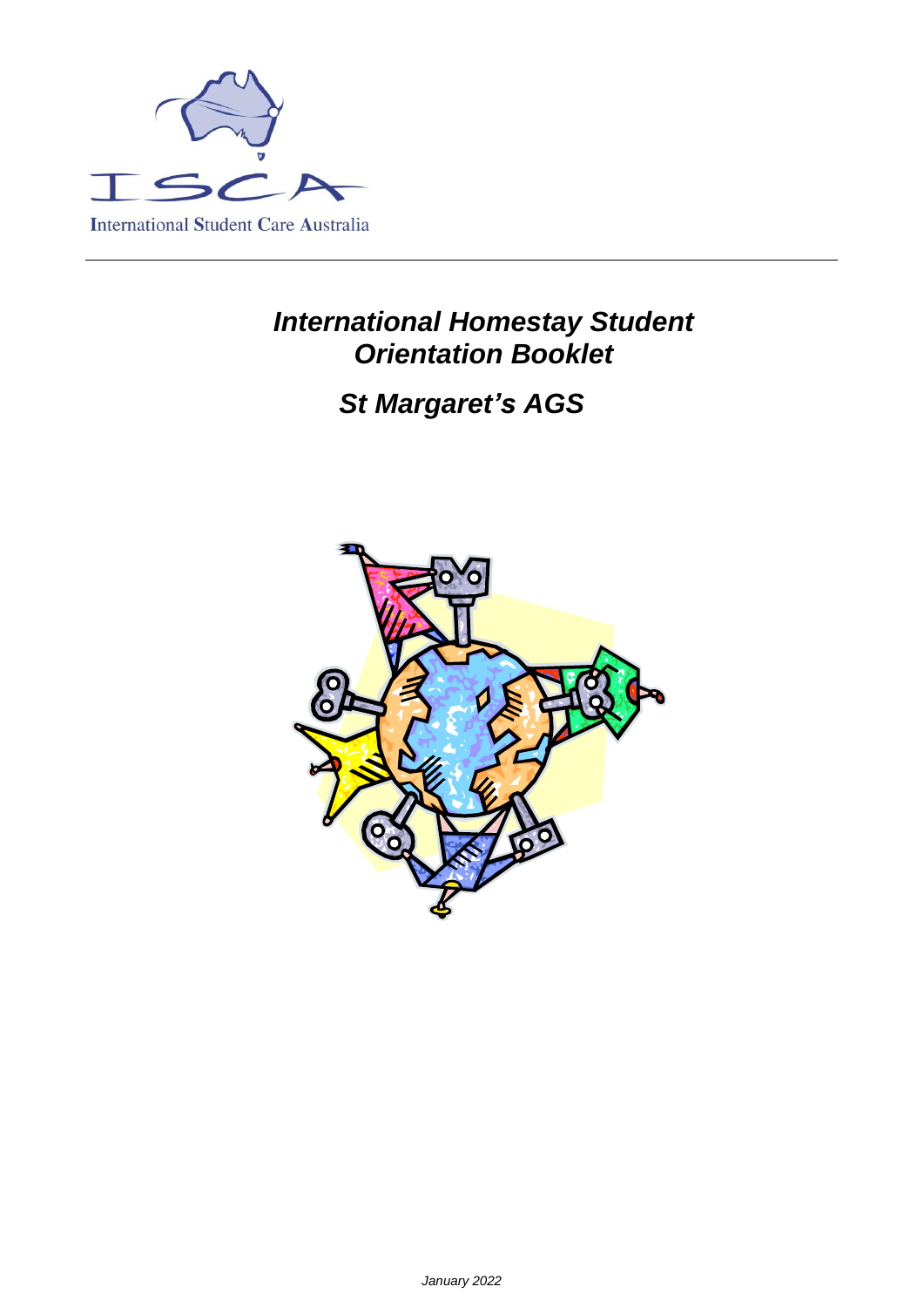ISCA

International Student Care Australia

# *International Homestay Student Orientation Booklet*

## *St Margaret's AGS*

*January 2022*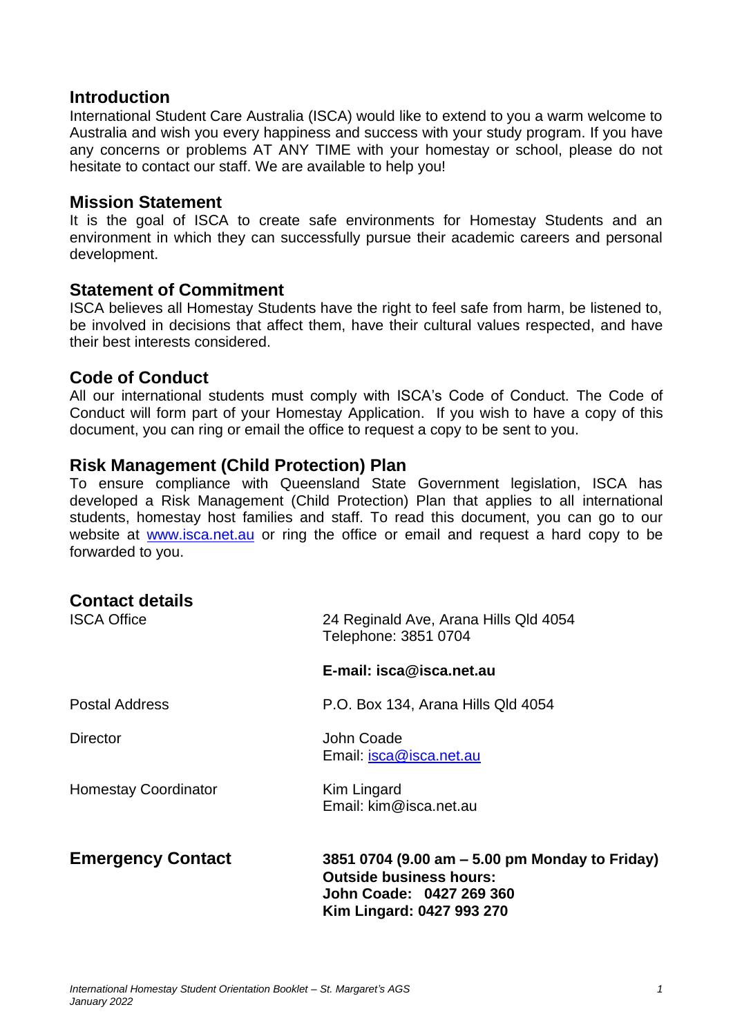## Introduction

International Student Care Australia (ISCA) would like to extend to you a warm welcome to Australia and wish you every happiness and success with your study program. If you have any concerns or problems AT ANY TIME with your homestay or school, please do not hesitate to contact our staff. We are available to help you!

## Mission Statement

It is the goal of ISCA to create safe environments for Homestay Students and an environment in which they can successfully pursue their academic careers and personal development.

## Statement of Commitment

ISCA believes all Homestay Students have the right to feel safe from harm, be listened to, be involved in decisions that affect them, have their cultural values respected, and have their best interests considered.

## Code of Conduct

All our international students must comply with ISCA's Code of Conduct. The Code of Conduct will form part of your Homestay Application. If you wish to have a copy of this document, you can ring or email the office to request a copy to be sent to you.

## Risk Management (Child Protection) Plan

To ensure compliance with Queensland State Government legislation, ISCA has developed a Risk Management (Child Protection) Plan that applies to all international students, homestay host families and staff. To read this document, you can go to our website at [www.isca.net.au](http://www.isca.net.au) or ring the office or email and request a hard copy to be forwarded to you.

## Contact details

| | |
|---|---|
| ISCA Office | 24 Reginald Ave, Arana Hills Qld 4054<br>Telephone: 3851 0704<br><br>**E-mail: isca@isca.net.au** |
| Postal Address | P.O. Box 134, Arana Hills Qld 4054 |
| Director | John Coade<br>Email: isca@isca.net.au |
| Homestay Coordinator | Kim Lingard<br>Email: kim@isca.net.au |
| **Emergency Contact** | **3851 0704 (9.00 am – 5.00 pm Monday to Friday)<br>Outside business hours:<br>John Coade: 0427 269 360<br>Kim Lingard: 0427 993 270** |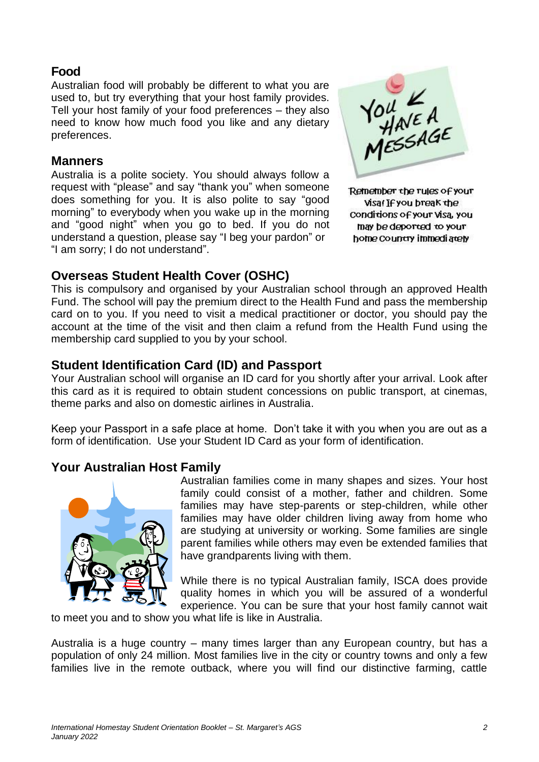## Food

Australian food will probably be different to what you are used to, but try everything that your host family provides. Tell your host family of your food preferences – they also need to know how much food you like and any dietary preferences.

## Manners

Australia is a polite society. You should always follow a request with "please" and say "thank you" when someone does something for you. It is also polite to say "good morning" to everybody when you wake up in the morning and "good night" when you go to bed. If you do not understand a question, please say "I beg your pardon" or "I am sorry; I do not understand".

Remember the rules of your visa! If you break the conditions of your visa, you may be deported to your home country immediately

## Overseas Student Health Cover (OSHC)

This is compulsory and organised by your Australian school through an approved Health Fund. The school will pay the premium direct to the Health Fund and pass the membership card on to you. If you need to visit a medical practitioner or doctor, you should pay the account at the time of the visit and then claim a refund from the Health Fund using the membership card supplied to you by your school.

## Student Identification Card (ID) and Passport

Your Australian school will organise an ID card for you shortly after your arrival. Look after this card as it is required to obtain student concessions on public transport, at cinemas, theme parks and also on domestic airlines in Australia.

Keep your Passport in a safe place at home. Don't take it with you when you are out as a form of identification. Use your Student ID Card as your form of identification.

## Your Australian Host Family

Australian families come in many shapes and sizes. Your host family could consist of a mother, father and children. Some families may have step-parents or step-children, while other families may have older children living away from home who are studying at university or working. Some families are single parent families while others may even be extended families that have grandparents living with them.

While there is no typical Australian family, ISCA does provide quality homes in which you will be assured of a wonderful experience. You can be sure that your host family cannot wait to meet you and to show you what life is like in Australia.

Australia is a huge country – many times larger than any European country, but has a population of only 24 million. Most families live in the city or country towns and only a few families live in the remote outback, where you will find our distinctive farming, cattle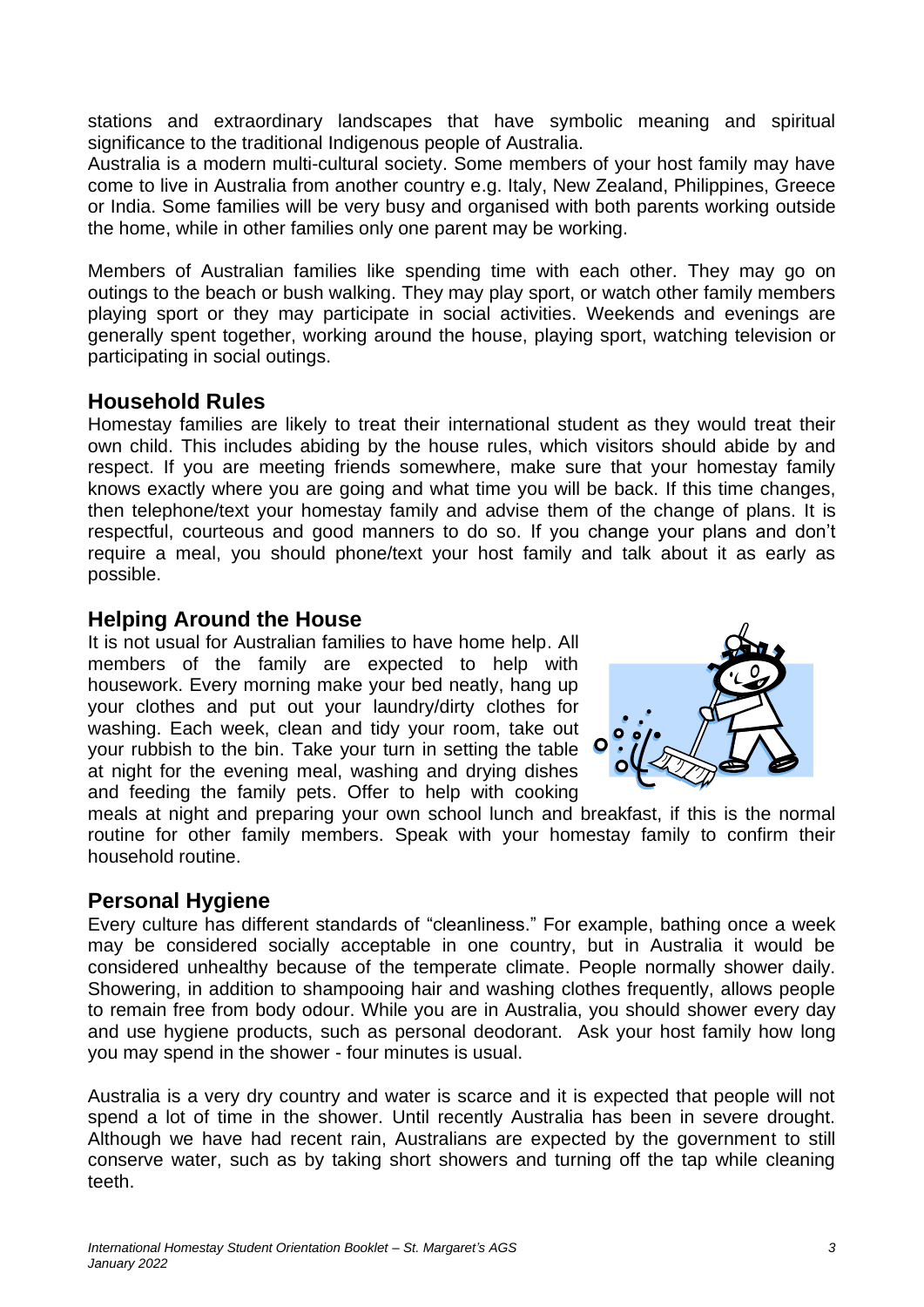stations and extraordinary landscapes that have symbolic meaning and spiritual significance to the traditional Indigenous people of Australia.

Australia is a modern multi-cultural society. Some members of your host family may have come to live in Australia from another country e.g. Italy, New Zealand, Philippines, Greece or India. Some families will be very busy and organised with both parents working outside the home, while in other families only one parent may be working.

Members of Australian families like spending time with each other. They may go on outings to the beach or bush walking. They may play sport, or watch other family members playing sport or they may participate in social activities. Weekends and evenings are generally spent together, working around the house, playing sport, watching television or participating in social outings.

## Household Rules

Homestay families are likely to treat their international student as they would treat their own child. This includes abiding by the house rules, which visitors should abide by and respect. If you are meeting friends somewhere, make sure that your homestay family knows exactly where you are going and what time you will be back. If this time changes, then telephone/text your homestay family and advise them of the change of plans. It is respectful, courteous and good manners to do so. If you change your plans and don't require a meal, you should phone/text your host family and talk about it as early as possible.

## Helping Around the House

It is not usual for Australian families to have home help. All members of the family are expected to help with housework. Every morning make your bed neatly, hang up your clothes and put out your laundry/dirty clothes for washing. Each week, clean and tidy your room, take out your rubbish to the bin. Take your turn in setting the table at night for the evening meal, washing and drying dishes and feeding the family pets. Offer to help with cooking meals at night and preparing your own school lunch and breakfast, if this is the normal routine for other family members. Speak with your homestay family to confirm their household routine.

## Personal Hygiene

Every culture has different standards of "cleanliness." For example, bathing once a week may be considered socially acceptable in one country, but in Australia it would be considered unhealthy because of the temperate climate. People normally shower daily. Showering, in addition to shampooing hair and washing clothes frequently, allows people to remain free from body odour. While you are in Australia, you should shower every day and use hygiene products, such as personal deodorant. Ask your host family how long you may spend in the shower - four minutes is usual.

Australia is a very dry country and water is scarce and it is expected that people will not spend a lot of time in the shower. Until recently Australia has been in severe drought. Although we have had recent rain, Australians are expected by the government to still conserve water, such as by taking short showers and turning off the tap while cleaning teeth.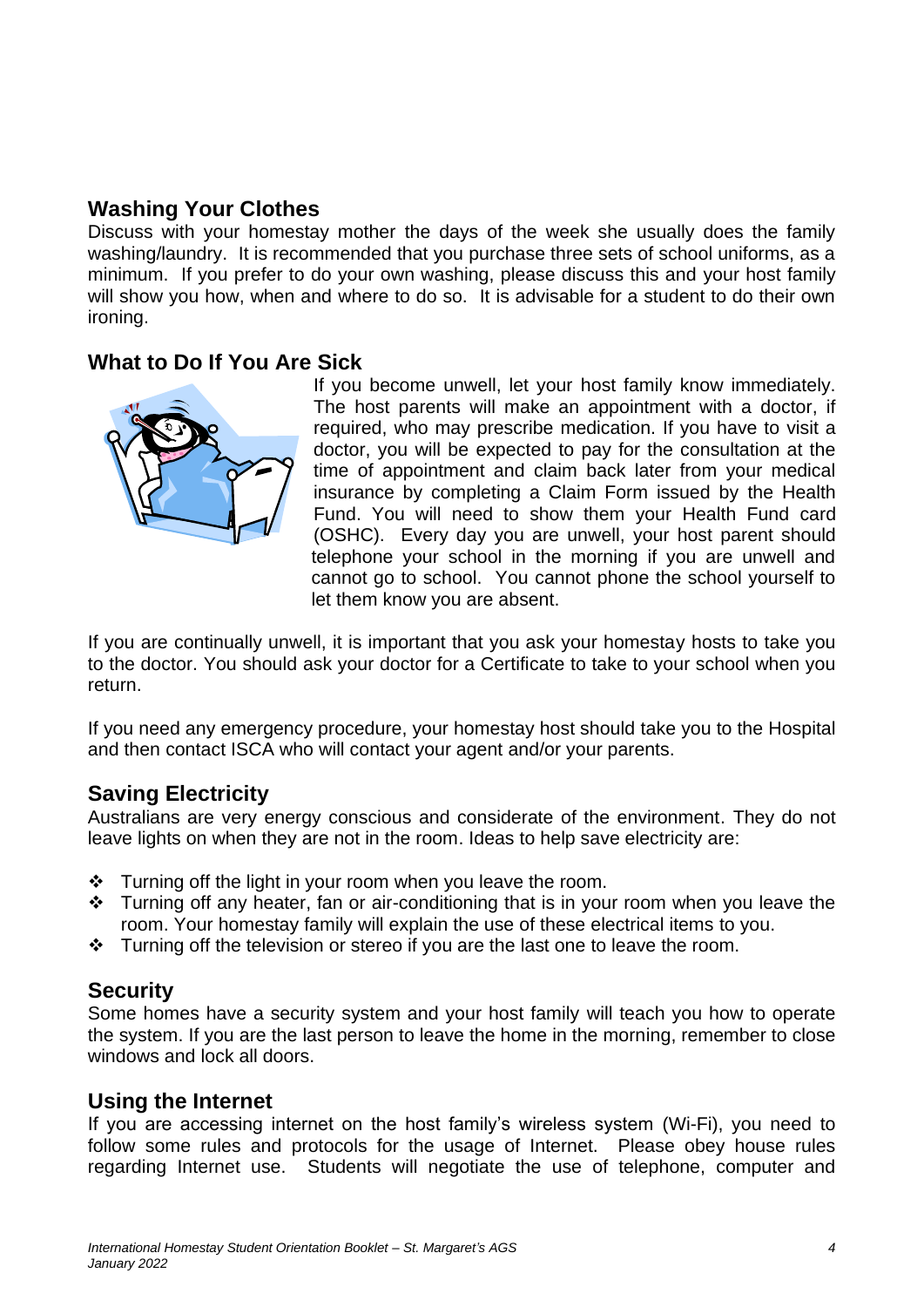## Washing Your Clothes

Discuss with your homestay mother the days of the week she usually does the family washing/laundry. It is recommended that you purchase three sets of school uniforms, as a minimum. If you prefer to do your own washing, please discuss this and your host family will show you how, when and where to do so. It is advisable for a student to do their own ironing.

## What to Do If You Are Sick

If you become unwell, let your host family know immediately. The host parents will make an appointment with a doctor, if required, who may prescribe medication. If you have to visit a doctor, you will be expected to pay for the consultation at the time of appointment and claim back later from your medical insurance by completing a Claim Form issued by the Health Fund. You will need to show them your Health Fund card (OSHC). Every day you are unwell, your host parent should telephone your school in the morning if you are unwell and cannot go to school. You cannot phone the school yourself to let them know you are absent.

If you are continually unwell, it is important that you ask your homestay hosts to take you to the doctor. You should ask your doctor for a Certificate to take to your school when you return.

If you need any emergency procedure, your homestay host should take you to the Hospital and then contact ISCA who will contact your agent and/or your parents.

## Saving Electricity

Australians are very energy conscious and considerate of the environment. They do not leave lights on when they are not in the room. Ideas to help save electricity are:

- Turning off the light in your room when you leave the room.
- Turning off any heater, fan or air-conditioning that is in your room when you leave the room. Your homestay family will explain the use of these electrical items to you.
- Turning off the television or stereo if you are the last one to leave the room.

## Security

Some homes have a security system and your host family will teach you how to operate the system. If you are the last person to leave the home in the morning, remember to close windows and lock all doors.

## Using the Internet

If you are accessing internet on the host family's wireless system (Wi-Fi), you need to follow some rules and protocols for the usage of Internet. Please obey house rules regarding Internet use. Students will negotiate the use of telephone, computer and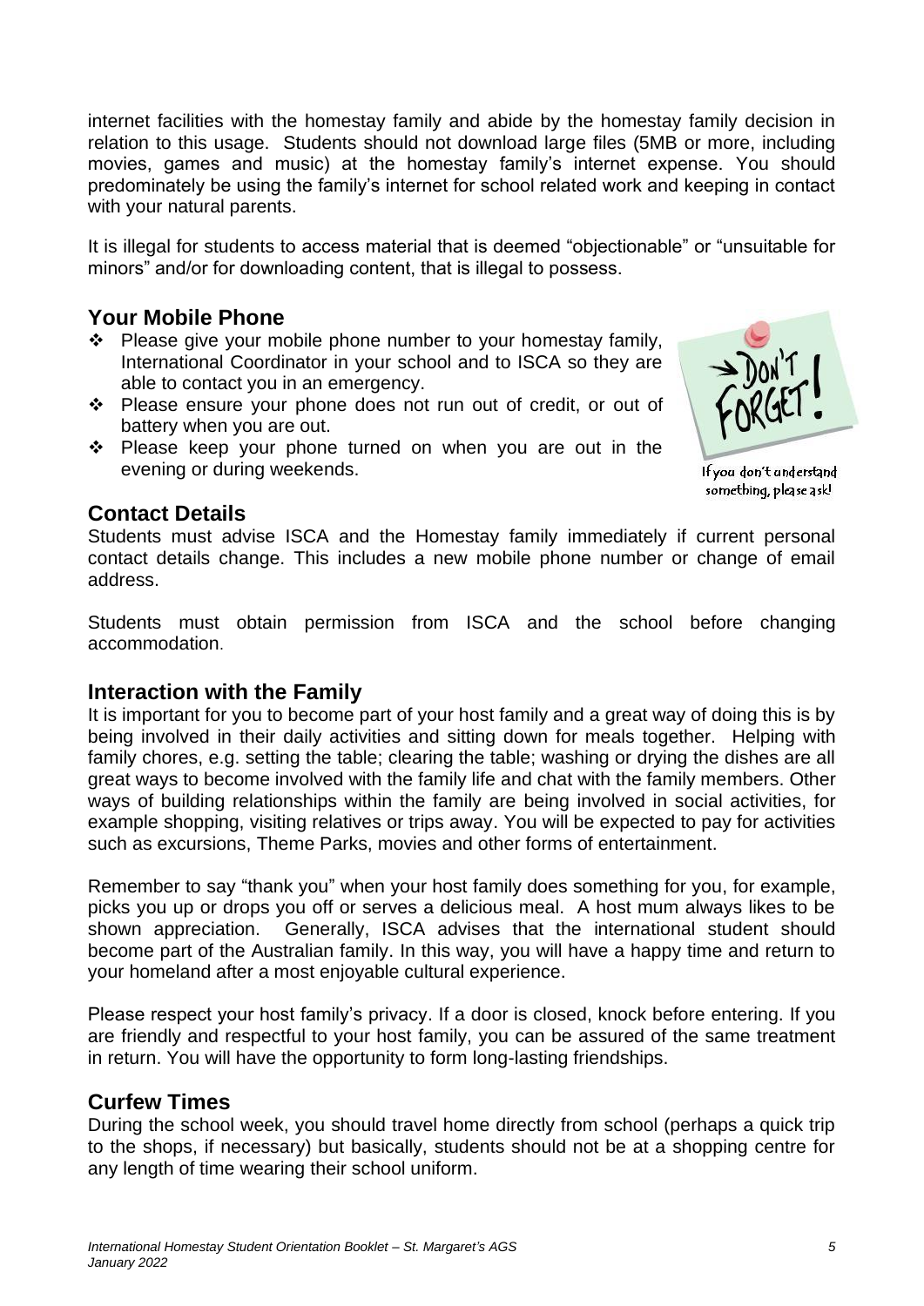internet facilities with the homestay family and abide by the homestay family decision in relation to this usage. Students should not download large files (5MB or more, including movies, games and music) at the homestay family's internet expense. You should predominately be using the family's internet for school related work and keeping in contact with your natural parents.

It is illegal for students to access material that is deemed "objectionable" or "unsuitable for minors" and/or for downloading content, that is illegal to possess.

## Your Mobile Phone

- Please give your mobile phone number to your homestay family, International Coordinator in your school and to ISCA so they are able to contact you in an emergency.
- Please ensure your phone does not run out of credit, or out of battery when you are out.
- Please keep your phone turned on when you are out in the evening or during weekends.

If you don't understand something, please ask!

## Contact Details

Students must advise ISCA and the Homestay family immediately if current personal contact details change. This includes a new mobile phone number or change of email address.

Students must obtain permission from ISCA and the school before changing accommodation.

## Interaction with the Family

It is important for you to become part of your host family and a great way of doing this is by being involved in their daily activities and sitting down for meals together. Helping with family chores, e.g. setting the table; clearing the table; washing or drying the dishes are all great ways to become involved with the family life and chat with the family members. Other ways of building relationships within the family are being involved in social activities, for example shopping, visiting relatives or trips away. You will be expected to pay for activities such as excursions, Theme Parks, movies and other forms of entertainment.

Remember to say "thank you" when your host family does something for you, for example, picks you up or drops you off or serves a delicious meal. A host mum always likes to be shown appreciation. Generally, ISCA advises that the international student should become part of the Australian family. In this way, you will have a happy time and return to your homeland after a most enjoyable cultural experience.

Please respect your host family's privacy. If a door is closed, knock before entering. If you are friendly and respectful to your host family, you can be assured of the same treatment in return. You will have the opportunity to form long-lasting friendships.

## Curfew Times

During the school week, you should travel home directly from school (perhaps a quick trip to the shops, if necessary) but basically, students should not be at a shopping centre for any length of time wearing their school uniform.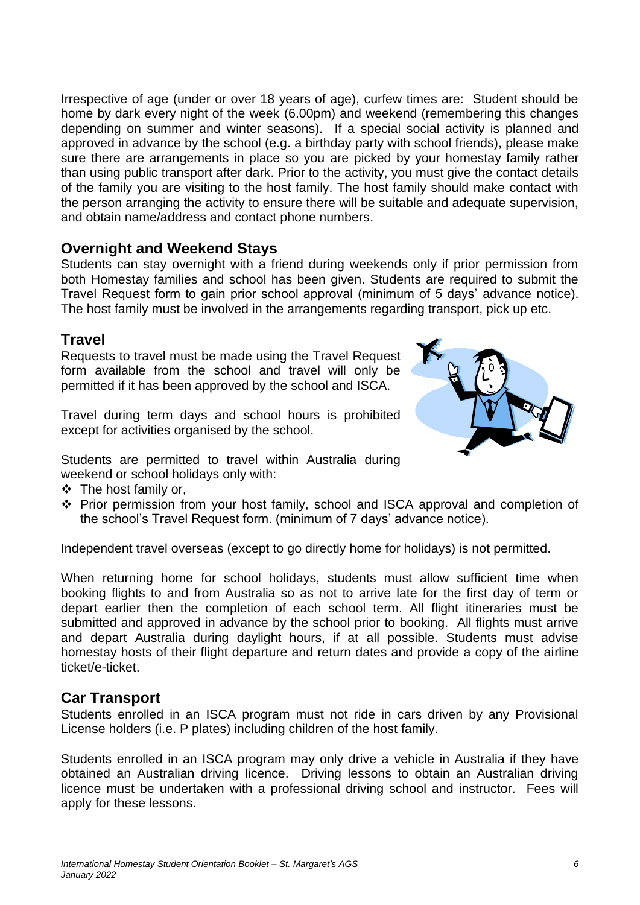Irrespective of age (under or over 18 years of age), curfew times are: Student should be home by dark every night of the week (6.00pm) and weekend (remembering this changes depending on summer and winter seasons). If a special social activity is planned and approved in advance by the school (e.g. a birthday party with school friends), please make sure there are arrangements in place so you are picked by your homestay family rather than using public transport after dark. Prior to the activity, you must give the contact details of the family you are visiting to the host family. The host family should make contact with the person arranging the activity to ensure there will be suitable and adequate supervision, and obtain name/address and contact phone numbers.

## Overnight and Weekend Stays

Students can stay overnight with a friend during weekends only if prior permission from both Homestay families and school has been given. Students are required to submit the Travel Request form to gain prior school approval (minimum of 5 days' advance notice). The host family must be involved in the arrangements regarding transport, pick up etc.

## Travel

Requests to travel must be made using the Travel Request form available from the school and travel will only be permitted if it has been approved by the school and ISCA.

Travel during term days and school hours is prohibited except for activities organised by the school.

Students are permitted to travel within Australia during weekend or school holidays only with:

- The host family or,
- Prior permission from your host family, school and ISCA approval and completion of the school's Travel Request form. (minimum of 7 days' advance notice).

Independent travel overseas (except to go directly home for holidays) is not permitted.

When returning home for school holidays, students must allow sufficient time when booking flights to and from Australia so as not to arrive late for the first day of term or depart earlier then the completion of each school term. All flight itineraries must be submitted and approved in advance by the school prior to booking. All flights must arrive and depart Australia during daylight hours, if at all possible. Students must advise homestay hosts of their flight departure and return dates and provide a copy of the airline ticket/e-ticket.

## Car Transport

Students enrolled in an ISCA program must not ride in cars driven by any Provisional License holders (i.e. P plates) including children of the host family.

Students enrolled in an ISCA program may only drive a vehicle in Australia if they have obtained an Australian driving licence. Driving lessons to obtain an Australian driving licence must be undertaken with a professional driving school and instructor. Fees will apply for these lessons.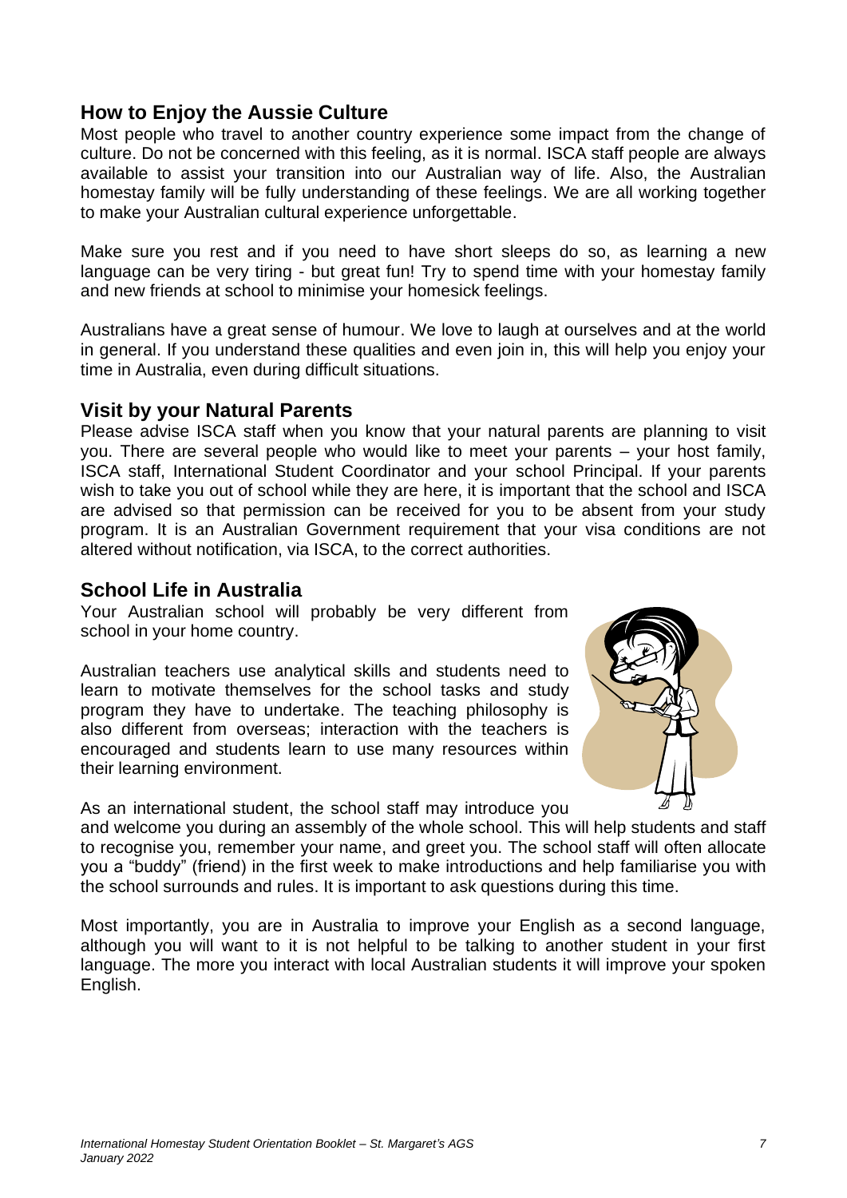## How to Enjoy the Aussie Culture

Most people who travel to another country experience some impact from the change of culture. Do not be concerned with this feeling, as it is normal. ISCA staff people are always available to assist your transition into our Australian way of life. Also, the Australian homestay family will be fully understanding of these feelings. We are all working together to make your Australian cultural experience unforgettable.

Make sure you rest and if you need to have short sleeps do so, as learning a new language can be very tiring - but great fun! Try to spend time with your homestay family and new friends at school to minimise your homesick feelings.

Australians have a great sense of humour. We love to laugh at ourselves and at the world in general. If you understand these qualities and even join in, this will help you enjoy your time in Australia, even during difficult situations.

## Visit by your Natural Parents

Please advise ISCA staff when you know that your natural parents are planning to visit you. There are several people who would like to meet your parents – your host family, ISCA staff, International Student Coordinator and your school Principal. If your parents wish to take you out of school while they are here, it is important that the school and ISCA are advised so that permission can be received for you to be absent from your study program. It is an Australian Government requirement that your visa conditions are not altered without notification, via ISCA, to the correct authorities.

## School Life in Australia

Your Australian school will probably be very different from school in your home country.

Australian teachers use analytical skills and students need to learn to motivate themselves for the school tasks and study program they have to undertake. The teaching philosophy is also different from overseas; interaction with the teachers is encouraged and students learn to use many resources within their learning environment.

As an international student, the school staff may introduce you and welcome you during an assembly of the whole school. This will help students and staff to recognise you, remember your name, and greet you. The school staff will often allocate you a "buddy" (friend) in the first week to make introductions and help familiarise you with the school surrounds and rules. It is important to ask questions during this time.

Most importantly, you are in Australia to improve your English as a second language, although you will want to it is not helpful to be talking to another student in your first language. The more you interact with local Australian students it will improve your spoken English.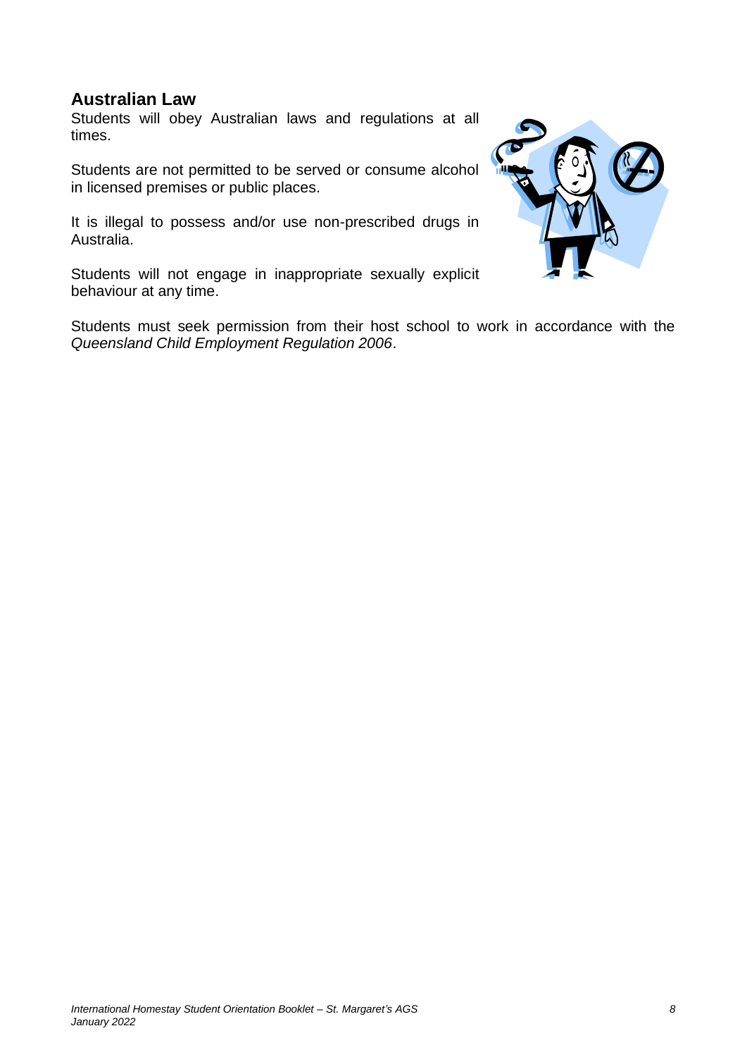## Australian Law

Students will obey Australian laws and regulations at all times.

Students are not permitted to be served or consume alcohol in licensed premises or public places.

It is illegal to possess and/or use non-prescribed drugs in Australia.

Students will not engage in inappropriate sexually explicit behaviour at any time.

Students must seek permission from their host school to work in accordance with the *Queensland Child Employment Regulation 2006*.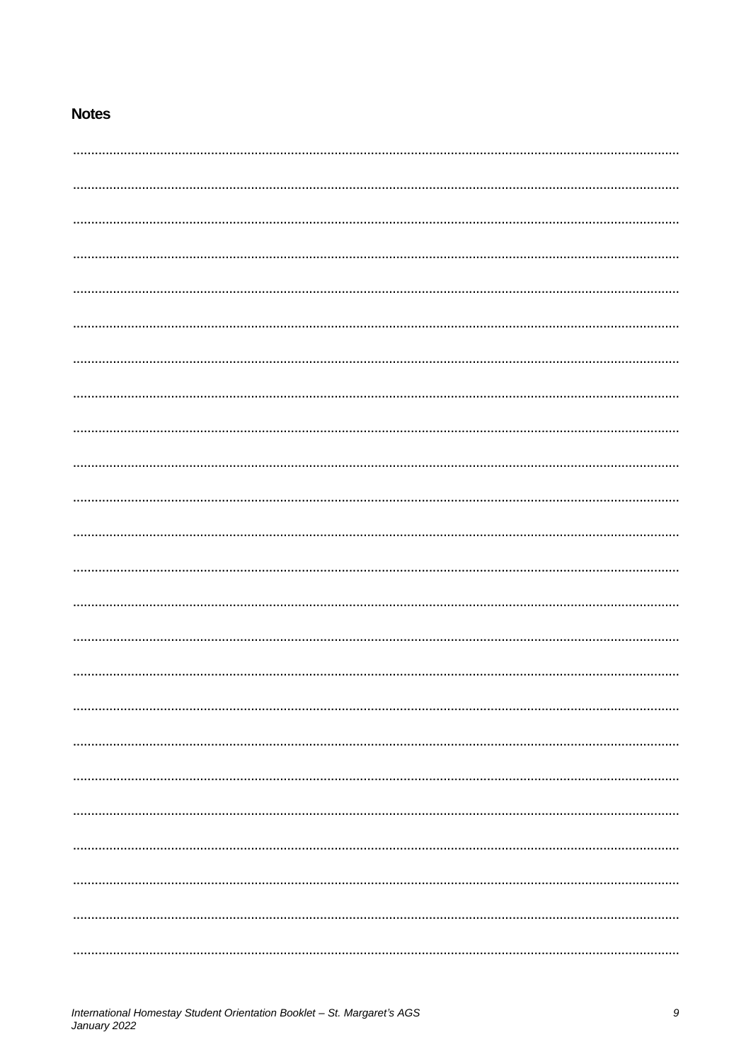## Notes

..............................................................................................................................................................

..............................................................................................................................................................

..............................................................................................................................................................

..............................................................................................................................................................

..............................................................................................................................................................

..............................................................................................................................................................

..............................................................................................................................................................

..............................................................................................................................................................

..............................................................................................................................................................

..............................................................................................................................................................

..............................................................................................................................................................

..............................................................................................................................................................

..............................................................................................................................................................

..............................................................................................................................................................

..............................................................................................................................................................

..............................................................................................................................................................

..............................................................................................................................................................

..............................................................................................................................................................

..............................................................................................................................................................

..............................................................................................................................................................

..............................................................................................................................................................

..............................................................................................................................................................

..............................................................................................................................................................

..............................................................................................................................................................